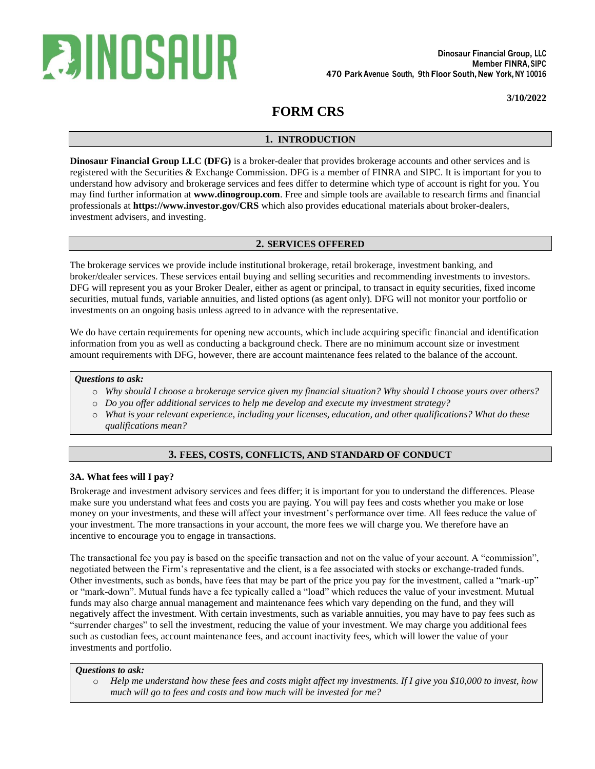DINOSAUR

**Dinosaur Financial Group, LLC**
**Member FINRA, SIPC**
**470 Park Avenue South, 9th Floor South, New York, NY 10016**

**3/10/2022**

# FORM CRS

## 1. INTRODUCTION

**Dinosaur Financial Group LLC (DFG)** is a broker-dealer that provides brokerage accounts and other services and is registered with the Securities & Exchange Commission. DFG is a member of FINRA and SIPC. It is important for you to understand how advisory and brokerage services and fees differ to determine which type of account is right for you. You may find further information at **www.dinogroup.com**. Free and simple tools are available to research firms and financial professionals at **https://www.investor.gov/CRS** which also provides educational materials about broker-dealers, investment advisers, and investing.

## 2. SERVICES OFFERED

The brokerage services we provide include institutional brokerage, retail brokerage, investment banking, and broker/dealer services. These services entail buying and selling securities and recommending investments to investors. DFG will represent you as your Broker Dealer, either as agent or principal, to transact in equity securities, fixed income securities, mutual funds, variable annuities, and listed options (as agent only). DFG will not monitor your portfolio or investments on an ongoing basis unless agreed to in advance with the representative.

We do have certain requirements for opening new accounts, which include acquiring specific financial and identification information from you as well as conducting a background check. There are no minimum account size or investment amount requirements with DFG, however, there are account maintenance fees related to the balance of the account.

***Questions to ask:***

- *Why should I choose a brokerage service given my financial situation? Why should I choose yours over others?*
- *Do you offer additional services to help me develop and execute my investment strategy?*
- *What is your relevant experience, including your licenses, education, and other qualifications? What do these qualifications mean?*

## 3. FEES, COSTS, CONFLICTS, AND STANDARD OF CONDUCT

### 3A. What fees will I pay?

Brokerage and investment advisory services and fees differ; it is important for you to understand the differences. Please make sure you understand what fees and costs you are paying. You will pay fees and costs whether you make or lose money on your investments, and these will affect your investment's performance over time. All fees reduce the value of your investment. The more transactions in your account, the more fees we will charge you. We therefore have an incentive to encourage you to engage in transactions.

The transactional fee you pay is based on the specific transaction and not on the value of your account. A "commission", negotiated between the Firm's representative and the client, is a fee associated with stocks or exchange-traded funds. Other investments, such as bonds, have fees that may be part of the price you pay for the investment, called a "mark-up" or "mark-down". Mutual funds have a fee typically called a "load" which reduces the value of your investment. Mutual funds may also charge annual management and maintenance fees which vary depending on the fund, and they will negatively affect the investment. With certain investments, such as variable annuities, you may have to pay fees such as "surrender charges" to sell the investment, reducing the value of your investment. We may charge you additional fees such as custodian fees, account maintenance fees, and account inactivity fees, which will lower the value of your investments and portfolio.

***Questions to ask:***

- *Help me understand how these fees and costs might affect my investments. If I give you $10,000 to invest, how much will go to fees and costs and how much will be invested for me?*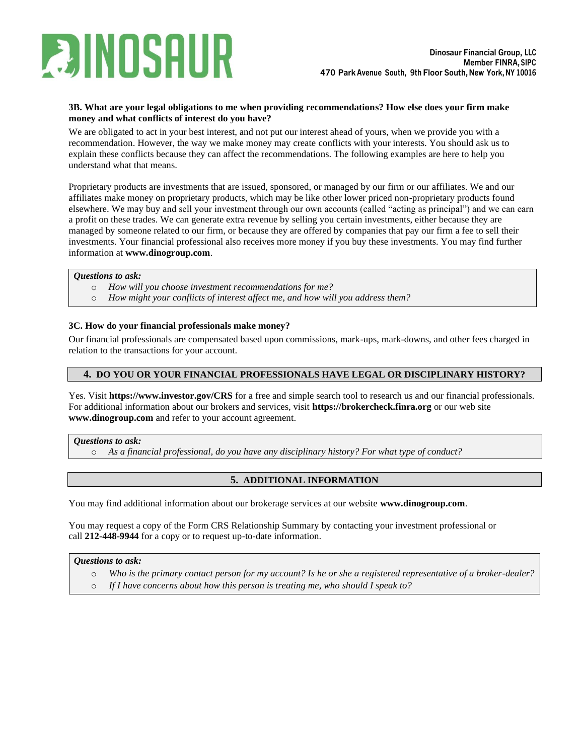### 3B. What are your legal obligations to me when providing recommendations? How else does your firm make money and what conflicts of interest do you have?

We are obligated to act in your best interest, and not put our interest ahead of yours, when we provide you with a recommendation. However, the way we make money may create conflicts with your interests. You should ask us to explain these conflicts because they can affect the recommendations. The following examples are here to help you understand what that means.

Proprietary products are investments that are issued, sponsored, or managed by our firm or our affiliates. We and our affiliates make money on proprietary products, which may be like other lower priced non-proprietary products found elsewhere. We may buy and sell your investment through our own accounts (called "acting as principal") and we can earn a profit on these trades. We can generate extra revenue by selling you certain investments, either because they are managed by someone related to our firm, or because they are offered by companies that pay our firm a fee to sell their investments. Your financial professional also receives more money if you buy these investments. You may find further information at **www.dinogroup.com**.

***Questions to ask:***

- *How will you choose investment recommendations for me?*
- *How might your conflicts of interest affect me, and how will you address them?*

### 3C. How do your financial professionals make money?

Our financial professionals are compensated based upon commissions, mark-ups, mark-downs, and other fees charged in relation to the transactions for your account.

## 4. DO YOU OR YOUR FINANCIAL PROFESSIONALS HAVE LEGAL OR DISCIPLINARY HISTORY?

Yes. Visit **https://www.investor.gov/CRS** for a free and simple search tool to research us and our financial professionals. For additional information about our brokers and services, visit **https://brokercheck.finra.org** or our web site **www.dinogroup.com** and refer to your account agreement.

***Questions to ask:***

- *As a financial professional, do you have any disciplinary history? For what type of conduct?*

## 5. ADDITIONAL INFORMATION

You may find additional information about our brokerage services at our website **www.dinogroup.com**.

You may request a copy of the Form CRS Relationship Summary by contacting your investment professional or call **212-448-9944** for a copy or to request up-to-date information.

***Questions to ask:***

- *Who is the primary contact person for my account? Is he or she a registered representative of a broker-dealer?*
- *If I have concerns about how this person is treating me, who should I speak to?*